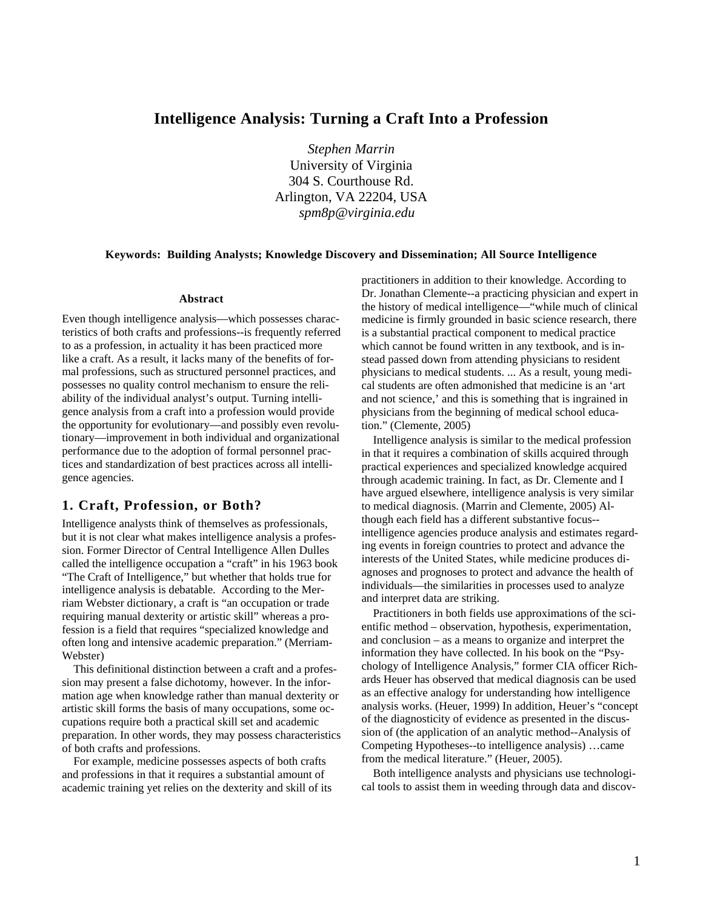# Intelligence Analysis: Turning a Craft Into a Profession

*Stephen Marrin*
University of Virginia
304 S. Courthouse Rd.
Arlington, VA 22204, USA
*spm8p@virginia.edu*

**Keywords: Building Analysts; Knowledge Discovery and Dissemination; All Source Intelligence**

### Abstract

Even though intelligence analysis—which possesses characteristics of both crafts and professions--is frequently referred to as a profession, in actuality it has been practiced more like a craft. As a result, it lacks many of the benefits of formal professions, such as structured personnel practices, and possesses no quality control mechanism to ensure the reliability of the individual analyst's output. Turning intelligence analysis from a craft into a profession would provide the opportunity for evolutionary—and possibly even revolutionary—improvement in both individual and organizational performance due to the adoption of formal personnel practices and standardization of best practices across all intelligence agencies.

## 1. Craft, Profession, or Both?

Intelligence analysts think of themselves as professionals, but it is not clear what makes intelligence analysis a profession. Former Director of Central Intelligence Allen Dulles called the intelligence occupation a "craft" in his 1963 book "The Craft of Intelligence," but whether that holds true for intelligence analysis is debatable. According to the Merriam Webster dictionary, a craft is "an occupation or trade requiring manual dexterity or artistic skill" whereas a profession is a field that requires "specialized knowledge and often long and intensive academic preparation." (Merriam-Webster)

This definitional distinction between a craft and a profession may present a false dichotomy, however. In the information age when knowledge rather than manual dexterity or artistic skill forms the basis of many occupations, some occupations require both a practical skill set and academic preparation. In other words, they may possess characteristics of both crafts and professions.

For example, medicine possesses aspects of both crafts and professions in that it requires a substantial amount of academic training yet relies on the dexterity and skill of its practitioners in addition to their knowledge. According to Dr. Jonathan Clemente--a practicing physician and expert in the history of medical intelligence—"while much of clinical medicine is firmly grounded in basic science research, there is a substantial practical component to medical practice which cannot be found written in any textbook, and is instead passed down from attending physicians to resident physicians to medical students. ... As a result, young medical students are often admonished that medicine is an 'art and not science,' and this is something that is ingrained in physicians from the beginning of medical school education." (Clemente, 2005)

Intelligence analysis is similar to the medical profession in that it requires a combination of skills acquired through practical experiences and specialized knowledge acquired through academic training. In fact, as Dr. Clemente and I have argued elsewhere, intelligence analysis is very similar to medical diagnosis. (Marrin and Clemente, 2005) Although each field has a different substantive focus--intelligence agencies produce analysis and estimates regarding events in foreign countries to protect and advance the interests of the United States, while medicine produces diagnoses and prognoses to protect and advance the health of individuals—the similarities in processes used to analyze and interpret data are striking.

Practitioners in both fields use approximations of the scientific method – observation, hypothesis, experimentation, and conclusion – as a means to organize and interpret the information they have collected. In his book on the "Psychology of Intelligence Analysis," former CIA officer Richards Heuer has observed that medical diagnosis can be used as an effective analogy for understanding how intelligence analysis works. (Heuer, 1999) In addition, Heuer's "concept of the diagnosticity of evidence as presented in the discussion of (the application of an analytic method--Analysis of Competing Hypotheses--to intelligence analysis) …came from the medical literature." (Heuer, 2005).

Both intelligence analysts and physicians use technological tools to assist them in weeding through data and discov-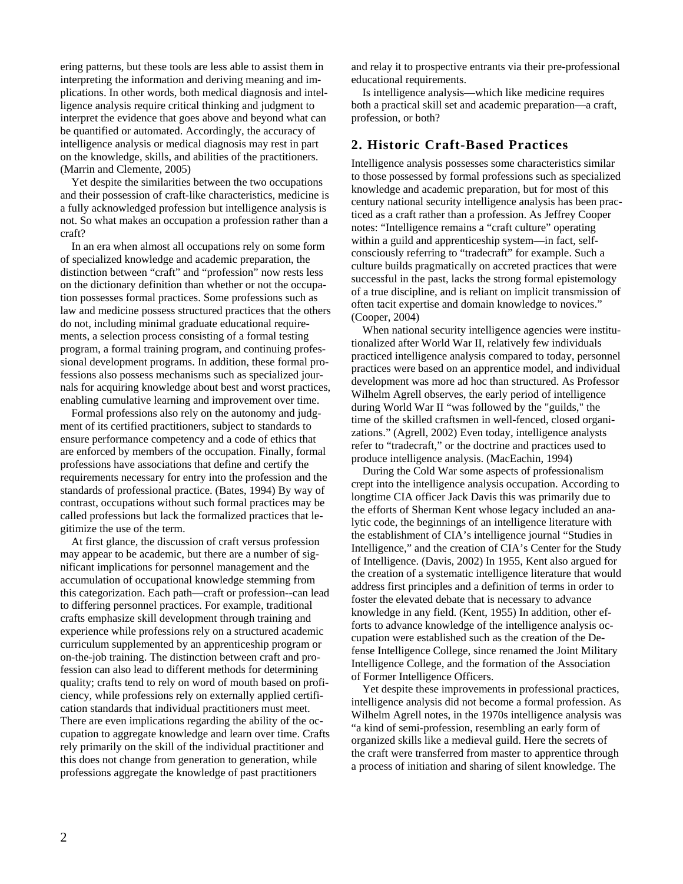ering patterns, but these tools are less able to assist them in interpreting the information and deriving meaning and implications. In other words, both medical diagnosis and intelligence analysis require critical thinking and judgment to interpret the evidence that goes above and beyond what can be quantified or automated. Accordingly, the accuracy of intelligence analysis or medical diagnosis may rest in part on the knowledge, skills, and abilities of the practitioners. (Marrin and Clemente, 2005)

Yet despite the similarities between the two occupations and their possession of craft-like characteristics, medicine is a fully acknowledged profession but intelligence analysis is not. So what makes an occupation a profession rather than a craft?

In an era when almost all occupations rely on some form of specialized knowledge and academic preparation, the distinction between "craft" and "profession" now rests less on the dictionary definition than whether or not the occupation possesses formal practices. Some professions such as law and medicine possess structured practices that the others do not, including minimal graduate educational requirements, a selection process consisting of a formal testing program, a formal training program, and continuing professional development programs. In addition, these formal professions also possess mechanisms such as specialized journals for acquiring knowledge about best and worst practices, enabling cumulative learning and improvement over time.

Formal professions also rely on the autonomy and judgment of its certified practitioners, subject to standards to ensure performance competency and a code of ethics that are enforced by members of the occupation. Finally, formal professions have associations that define and certify the requirements necessary for entry into the profession and the standards of professional practice. (Bates, 1994) By way of contrast, occupations without such formal practices may be called professions but lack the formalized practices that legitimize the use of the term.

At first glance, the discussion of craft versus profession may appear to be academic, but there are a number of significant implications for personnel management and the accumulation of occupational knowledge stemming from this categorization. Each path—craft or profession--can lead to differing personnel practices. For example, traditional crafts emphasize skill development through training and experience while professions rely on a structured academic curriculum supplemented by an apprenticeship program or on-the-job training. The distinction between craft and profession can also lead to different methods for determining quality; crafts tend to rely on word of mouth based on proficiency, while professions rely on externally applied certification standards that individual practitioners must meet. There are even implications regarding the ability of the occupation to aggregate knowledge and learn over time. Crafts rely primarily on the skill of the individual practitioner and this does not change from generation to generation, while professions aggregate the knowledge of past practitioners and relay it to prospective entrants via their pre-professional educational requirements.

Is intelligence analysis—which like medicine requires both a practical skill set and academic preparation—a craft, profession, or both?

## 2. Historic Craft-Based Practices

Intelligence analysis possesses some characteristics similar to those possessed by formal professions such as specialized knowledge and academic preparation, but for most of this century national security intelligence analysis has been practiced as a craft rather than a profession. As Jeffrey Cooper notes: "Intelligence remains a "craft culture" operating within a guild and apprenticeship system—in fact, self-consciously referring to "tradecraft" for example. Such a culture builds pragmatically on accreted practices that were successful in the past, lacks the strong formal epistemology of a true discipline, and is reliant on implicit transmission of often tacit expertise and domain knowledge to novices." (Cooper, 2004)

When national security intelligence agencies were institutionalized after World War II, relatively few individuals practiced intelligence analysis compared to today, personnel practices were based on an apprentice model, and individual development was more ad hoc than structured. As Professor Wilhelm Agrell observes, the early period of intelligence during World War II "was followed by the "guilds," the time of the skilled craftsmen in well-fenced, closed organizations." (Agrell, 2002) Even today, intelligence analysts refer to "tradecraft," or the doctrine and practices used to produce intelligence analysis. (MacEachin, 1994)

During the Cold War some aspects of professionalism crept into the intelligence analysis occupation. According to longtime CIA officer Jack Davis this was primarily due to the efforts of Sherman Kent whose legacy included an analytic code, the beginnings of an intelligence literature with the establishment of CIA's intelligence journal "Studies in Intelligence," and the creation of CIA's Center for the Study of Intelligence. (Davis, 2002) In 1955, Kent also argued for the creation of a systematic intelligence literature that would address first principles and a definition of terms in order to foster the elevated debate that is necessary to advance knowledge in any field. (Kent, 1955) In addition, other efforts to advance knowledge of the intelligence analysis occupation were established such as the creation of the Defense Intelligence College, since renamed the Joint Military Intelligence College, and the formation of the Association of Former Intelligence Officers.

Yet despite these improvements in professional practices, intelligence analysis did not become a formal profession. As Wilhelm Agrell notes, in the 1970s intelligence analysis was "a kind of semi-profession, resembling an early form of organized skills like a medieval guild. Here the secrets of the craft were transferred from master to apprentice through a process of initiation and sharing of silent knowledge. The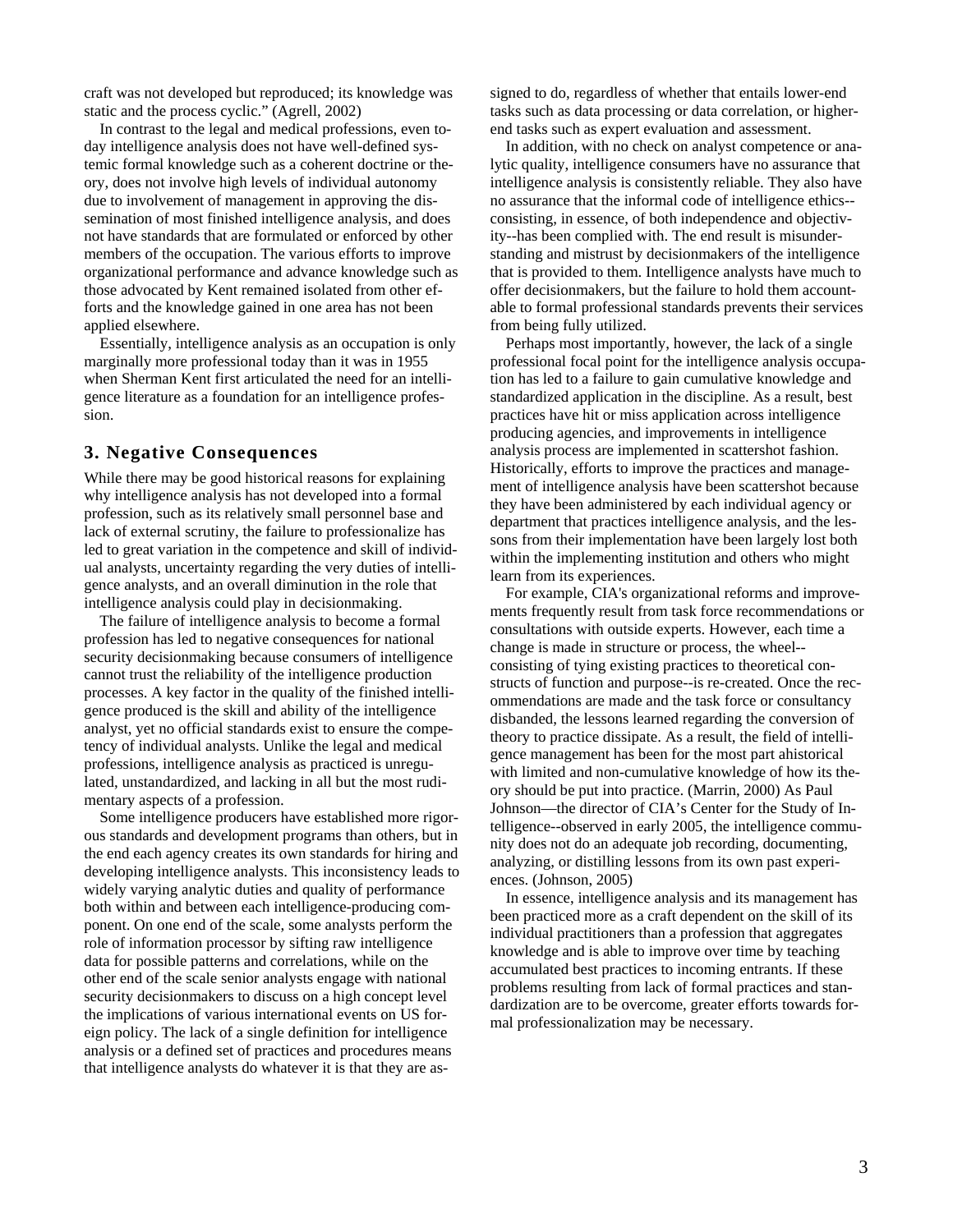craft was not developed but reproduced; its knowledge was static and the process cyclic." (Agrell, 2002)

In contrast to the legal and medical professions, even today intelligence analysis does not have well-defined systemic formal knowledge such as a coherent doctrine or theory, does not involve high levels of individual autonomy due to involvement of management in approving the dissemination of most finished intelligence analysis, and does not have standards that are formulated or enforced by other members of the occupation. The various efforts to improve organizational performance and advance knowledge such as those advocated by Kent remained isolated from other efforts and the knowledge gained in one area has not been applied elsewhere.

Essentially, intelligence analysis as an occupation is only marginally more professional today than it was in 1955 when Sherman Kent first articulated the need for an intelligence literature as a foundation for an intelligence profession.

## 3. Negative Consequences

While there may be good historical reasons for explaining why intelligence analysis has not developed into a formal profession, such as its relatively small personnel base and lack of external scrutiny, the failure to professionalize has led to great variation in the competence and skill of individual analysts, uncertainty regarding the very duties of intelligence analysts, and an overall diminution in the role that intelligence analysis could play in decisionmaking.

The failure of intelligence analysis to become a formal profession has led to negative consequences for national security decisionmaking because consumers of intelligence cannot trust the reliability of the intelligence production processes. A key factor in the quality of the finished intelligence produced is the skill and ability of the intelligence analyst, yet no official standards exist to ensure the competency of individual analysts. Unlike the legal and medical professions, intelligence analysis as practiced is unregulated, unstandardized, and lacking in all but the most rudimentary aspects of a profession.

Some intelligence producers have established more rigorous standards and development programs than others, but in the end each agency creates its own standards for hiring and developing intelligence analysts. This inconsistency leads to widely varying analytic duties and quality of performance both within and between each intelligence-producing component. On one end of the scale, some analysts perform the role of information processor by sifting raw intelligence data for possible patterns and correlations, while on the other end of the scale senior analysts engage with national security decisionmakers to discuss on a high concept level the implications of various international events on US foreign policy. The lack of a single definition for intelligence analysis or a defined set of practices and procedures means that intelligence analysts do whatever it is that they are assigned to do, regardless of whether that entails lower-end tasks such as data processing or data correlation, or higher-end tasks such as expert evaluation and assessment.

In addition, with no check on analyst competence or analytic quality, intelligence consumers have no assurance that intelligence analysis is consistently reliable. They also have no assurance that the informal code of intelligence ethics--consisting, in essence, of both independence and objectivity--has been complied with. The end result is misunderstanding and mistrust by decisionmakers of the intelligence that is provided to them. Intelligence analysts have much to offer decisionmakers, but the failure to hold them accountable to formal professional standards prevents their services from being fully utilized.

Perhaps most importantly, however, the lack of a single professional focal point for the intelligence analysis occupation has led to a failure to gain cumulative knowledge and standardized application in the discipline. As a result, best practices have hit or miss application across intelligence producing agencies, and improvements in intelligence analysis process are implemented in scattershot fashion. Historically, efforts to improve the practices and management of intelligence analysis have been scattershot because they have been administered by each individual agency or department that practices intelligence analysis, and the lessons from their implementation have been largely lost both within the implementing institution and others who might learn from its experiences.

For example, CIA's organizational reforms and improvements frequently result from task force recommendations or consultations with outside experts. However, each time a change is made in structure or process, the wheel--consisting of tying existing practices to theoretical constructs of function and purpose--is re-created. Once the recommendations are made and the task force or consultancy disbanded, the lessons learned regarding the conversion of theory to practice dissipate. As a result, the field of intelligence management has been for the most part ahistorical with limited and non-cumulative knowledge of how its theory should be put into practice. (Marrin, 2000) As Paul Johnson—the director of CIA's Center for the Study of Intelligence--observed in early 2005, the intelligence community does not do an adequate job recording, documenting, analyzing, or distilling lessons from its own past experiences. (Johnson, 2005)

In essence, intelligence analysis and its management has been practiced more as a craft dependent on the skill of its individual practitioners than a profession that aggregates knowledge and is able to improve over time by teaching accumulated best practices to incoming entrants. If these problems resulting from lack of formal practices and standardization are to be overcome, greater efforts towards formal professionalization may be necessary.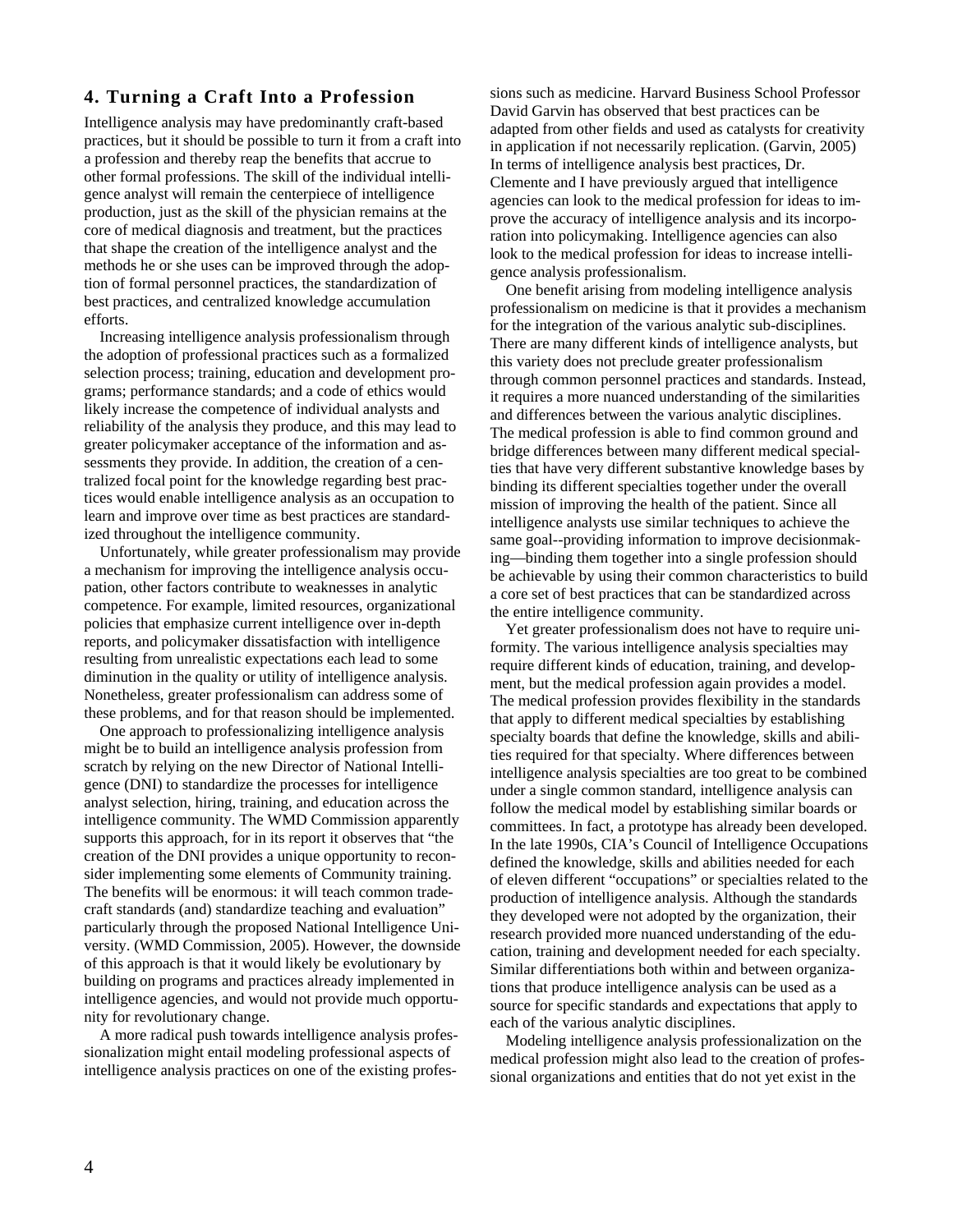## 4. Turning a Craft Into a Profession

Intelligence analysis may have predominantly craft-based practices, but it should be possible to turn it from a craft into a profession and thereby reap the benefits that accrue to other formal professions. The skill of the individual intelligence analyst will remain the centerpiece of intelligence production, just as the skill of the physician remains at the core of medical diagnosis and treatment, but the practices that shape the creation of the intelligence analyst and the methods he or she uses can be improved through the adoption of formal personnel practices, the standardization of best practices, and centralized knowledge accumulation efforts.

Increasing intelligence analysis professionalism through the adoption of professional practices such as a formalized selection process; training, education and development programs; performance standards; and a code of ethics would likely increase the competence of individual analysts and reliability of the analysis they produce, and this may lead to greater policymaker acceptance of the information and assessments they provide. In addition, the creation of a centralized focal point for the knowledge regarding best practices would enable intelligence analysis as an occupation to learn and improve over time as best practices are standardized throughout the intelligence community.

Unfortunately, while greater professionalism may provide a mechanism for improving the intelligence analysis occupation, other factors contribute to weaknesses in analytic competence. For example, limited resources, organizational policies that emphasize current intelligence over in-depth reports, and policymaker dissatisfaction with intelligence resulting from unrealistic expectations each lead to some diminution in the quality or utility of intelligence analysis. Nonetheless, greater professionalism can address some of these problems, and for that reason should be implemented.

One approach to professionalizing intelligence analysis might be to build an intelligence analysis profession from scratch by relying on the new Director of National Intelligence (DNI) to standardize the processes for intelligence analyst selection, hiring, training, and education across the intelligence community. The WMD Commission apparently supports this approach, for in its report it observes that "the creation of the DNI provides a unique opportunity to reconsider implementing some elements of Community training. The benefits will be enormous: it will teach common tradecraft standards (and) standardize teaching and evaluation" particularly through the proposed National Intelligence University. (WMD Commission, 2005). However, the downside of this approach is that it would likely be evolutionary by building on programs and practices already implemented in intelligence agencies, and would not provide much opportunity for revolutionary change.

A more radical push towards intelligence analysis professionalization might entail modeling professional aspects of intelligence analysis practices on one of the existing professions such as medicine. Harvard Business School Professor David Garvin has observed that best practices can be adapted from other fields and used as catalysts for creativity in application if not necessarily replication. (Garvin, 2005) In terms of intelligence analysis best practices, Dr. Clemente and I have previously argued that intelligence agencies can look to the medical profession for ideas to improve the accuracy of intelligence analysis and its incorporation into policymaking. Intelligence agencies can also look to the medical profession for ideas to increase intelligence analysis professionalism.

One benefit arising from modeling intelligence analysis professionalism on medicine is that it provides a mechanism for the integration of the various analytic sub-disciplines. There are many different kinds of intelligence analysts, but this variety does not preclude greater professionalism through common personnel practices and standards. Instead, it requires a more nuanced understanding of the similarities and differences between the various analytic disciplines. The medical profession is able to find common ground and bridge differences between many different medical specialties that have very different substantive knowledge bases by binding its different specialties together under the overall mission of improving the health of the patient. Since all intelligence analysts use similar techniques to achieve the same goal--providing information to improve decisionmaking—binding them together into a single profession should be achievable by using their common characteristics to build a core set of best practices that can be standardized across the entire intelligence community.

Yet greater professionalism does not have to require uniformity. The various intelligence analysis specialties may require different kinds of education, training, and development, but the medical profession again provides a model. The medical profession provides flexibility in the standards that apply to different medical specialties by establishing specialty boards that define the knowledge, skills and abilities required for that specialty. Where differences between intelligence analysis specialties are too great to be combined under a single common standard, intelligence analysis can follow the medical model by establishing similar boards or committees. In fact, a prototype has already been developed. In the late 1990s, CIA's Council of Intelligence Occupations defined the knowledge, skills and abilities needed for each of eleven different "occupations" or specialties related to the production of intelligence analysis. Although the standards they developed were not adopted by the organization, their research provided more nuanced understanding of the education, training and development needed for each specialty. Similar differentiations both within and between organizations that produce intelligence analysis can be used as a source for specific standards and expectations that apply to each of the various analytic disciplines.

Modeling intelligence analysis professionalization on the medical profession might also lead to the creation of professional organizations and entities that do not yet exist in the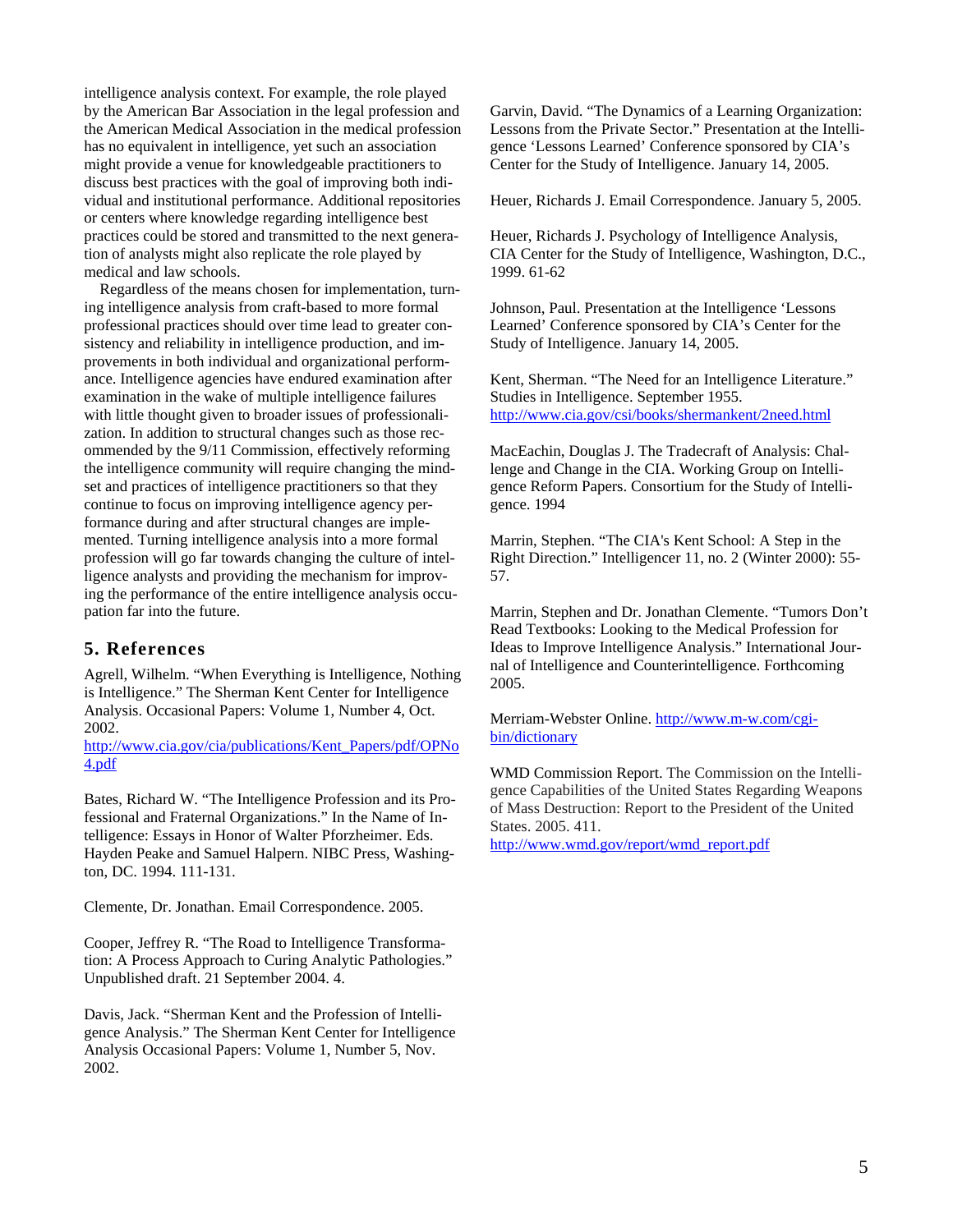intelligence analysis context. For example, the role played by the American Bar Association in the legal profession and the American Medical Association in the medical profession has no equivalent in intelligence, yet such an association might provide a venue for knowledgeable practitioners to discuss best practices with the goal of improving both individual and institutional performance. Additional repositories or centers where knowledge regarding intelligence best practices could be stored and transmitted to the next generation of analysts might also replicate the role played by medical and law schools.

Regardless of the means chosen for implementation, turning intelligence analysis from craft-based to more formal professional practices should over time lead to greater consistency and reliability in intelligence production, and improvements in both individual and organizational performance. Intelligence agencies have endured examination after examination in the wake of multiple intelligence failures with little thought given to broader issues of professionalization. In addition to structural changes such as those recommended by the 9/11 Commission, effectively reforming the intelligence community will require changing the mindset and practices of intelligence practitioners so that they continue to focus on improving intelligence agency performance during and after structural changes are implemented. Turning intelligence analysis into a more formal profession will go far towards changing the culture of intelligence analysts and providing the mechanism for improving the performance of the entire intelligence analysis occupation far into the future.

## 5. References

Agrell, Wilhelm. "When Everything is Intelligence, Nothing is Intelligence." The Sherman Kent Center for Intelligence Analysis. Occasional Papers: Volume 1, Number 4, Oct. 2002. http://www.cia.gov/cia/publications/Kent_Papers/pdf/OPNo4.pdf

Bates, Richard W. "The Intelligence Profession and its Professional and Fraternal Organizations." In the Name of Intelligence: Essays in Honor of Walter Pforzheimer. Eds. Hayden Peake and Samuel Halpern. NIBC Press, Washington, DC. 1994. 111-131.

Clemente, Dr. Jonathan. Email Correspondence. 2005.

Cooper, Jeffrey R. "The Road to Intelligence Transformation: A Process Approach to Curing Analytic Pathologies." Unpublished draft. 21 September 2004. 4.

Davis, Jack. "Sherman Kent and the Profession of Intelligence Analysis." The Sherman Kent Center for Intelligence Analysis Occasional Papers: Volume 1, Number 5, Nov. 2002.

Garvin, David. "The Dynamics of a Learning Organization: Lessons from the Private Sector." Presentation at the Intelligence 'Lessons Learned' Conference sponsored by CIA's Center for the Study of Intelligence. January 14, 2005.

Heuer, Richards J. Email Correspondence. January 5, 2005.

Heuer, Richards J. Psychology of Intelligence Analysis, CIA Center for the Study of Intelligence, Washington, D.C., 1999. 61-62

Johnson, Paul. Presentation at the Intelligence 'Lessons Learned' Conference sponsored by CIA's Center for the Study of Intelligence. January 14, 2005.

Kent, Sherman. "The Need for an Intelligence Literature." Studies in Intelligence. September 1955. http://www.cia.gov/csi/books/shermankent/2need.html

MacEachin, Douglas J. The Tradecraft of Analysis: Challenge and Change in the CIA. Working Group on Intelligence Reform Papers. Consortium for the Study of Intelligence. 1994

Marrin, Stephen. "The CIA's Kent School: A Step in the Right Direction." Intelligencer 11, no. 2 (Winter 2000): 55-57.

Marrin, Stephen and Dr. Jonathan Clemente. "Tumors Don't Read Textbooks: Looking to the Medical Profession for Ideas to Improve Intelligence Analysis." International Journal of Intelligence and Counterintelligence. Forthcoming 2005.

Merriam-Webster Online. http://www.m-w.com/cgi-bin/dictionary

WMD Commission Report. The Commission on the Intelligence Capabilities of the United States Regarding Weapons of Mass Destruction: Report to the President of the United States. 2005. 411. http://www.wmd.gov/report/wmd_report.pdf